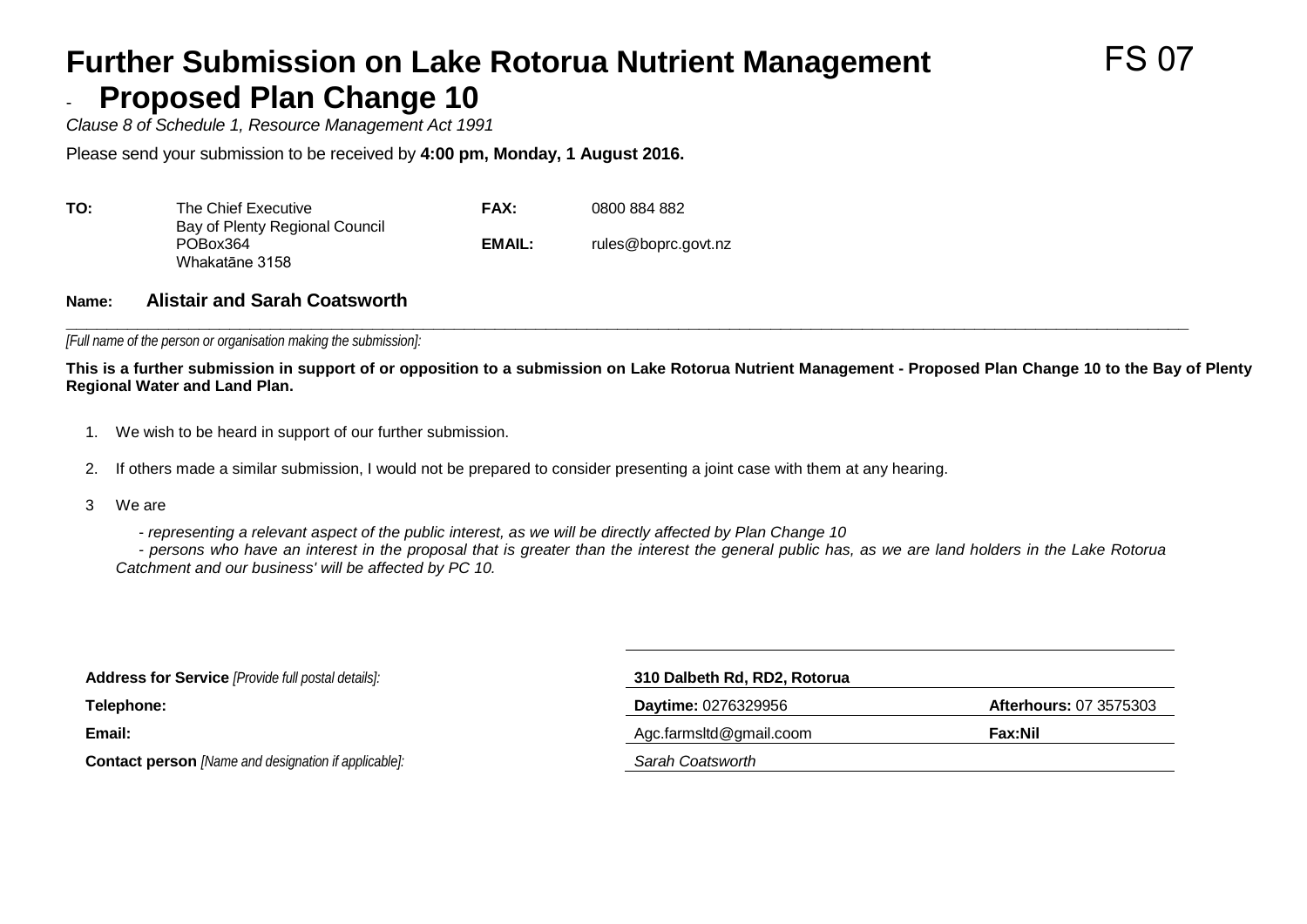# Further Submission on Lake Rotorua Nutrient Management - Proposed Plan Change 10

FS 07

*Clause 8 of Schedule 1, Resource Management Act 1991*

Please send your submission to be received by **4:00 pm, Monday, 1 August 2016.**

| | | | |
|---|---|---|---|
| **TO:** | The Chief Executive<br>Bay of Plenty Regional Council<br>POBox364<br>Whakatāne 3158 | **FAX:**<br><br>**EMAIL:** | 0800 884 882<br><br>rules@boprc.govt.nz |

**Name:** **Alistair and Sarah Coatsworth**

*[Full name of the person or organisation making the submission]:*

**This is a further submission in support of or opposition to a submission on Lake Rotorua Nutrient Management - Proposed Plan Change 10 to the Bay of Plenty Regional Water and Land Plan.**

1. We wish to be heard in support of our further submission.

2. If others made a similar submission, I would not be prepared to consider presenting a joint case with them at any hearing.

3 We are

*- representing a relevant aspect of the public interest, as we will be directly affected by Plan Change 10*

*- persons who have an interest in the proposal that is greater than the interest the general public has, as we are land holders in the Lake Rotorua Catchment and our business' will be affected by PC 10.*

| | | |
|---|---|---|
| **Address for Service** *[Provide full postal details]:* | **310 Dalbeth Rd, RD2, Rotorua** | |
| **Telephone:** | **Daytime:** 0276329956 | **Afterhours:** 07 3575303 |
| **Email:** | Agc.farmsltd@gmail.coom | **Fax:Nil** |
| **Contact person** *[Name and designation if applicable]:* | *Sarah Coatsworth* | |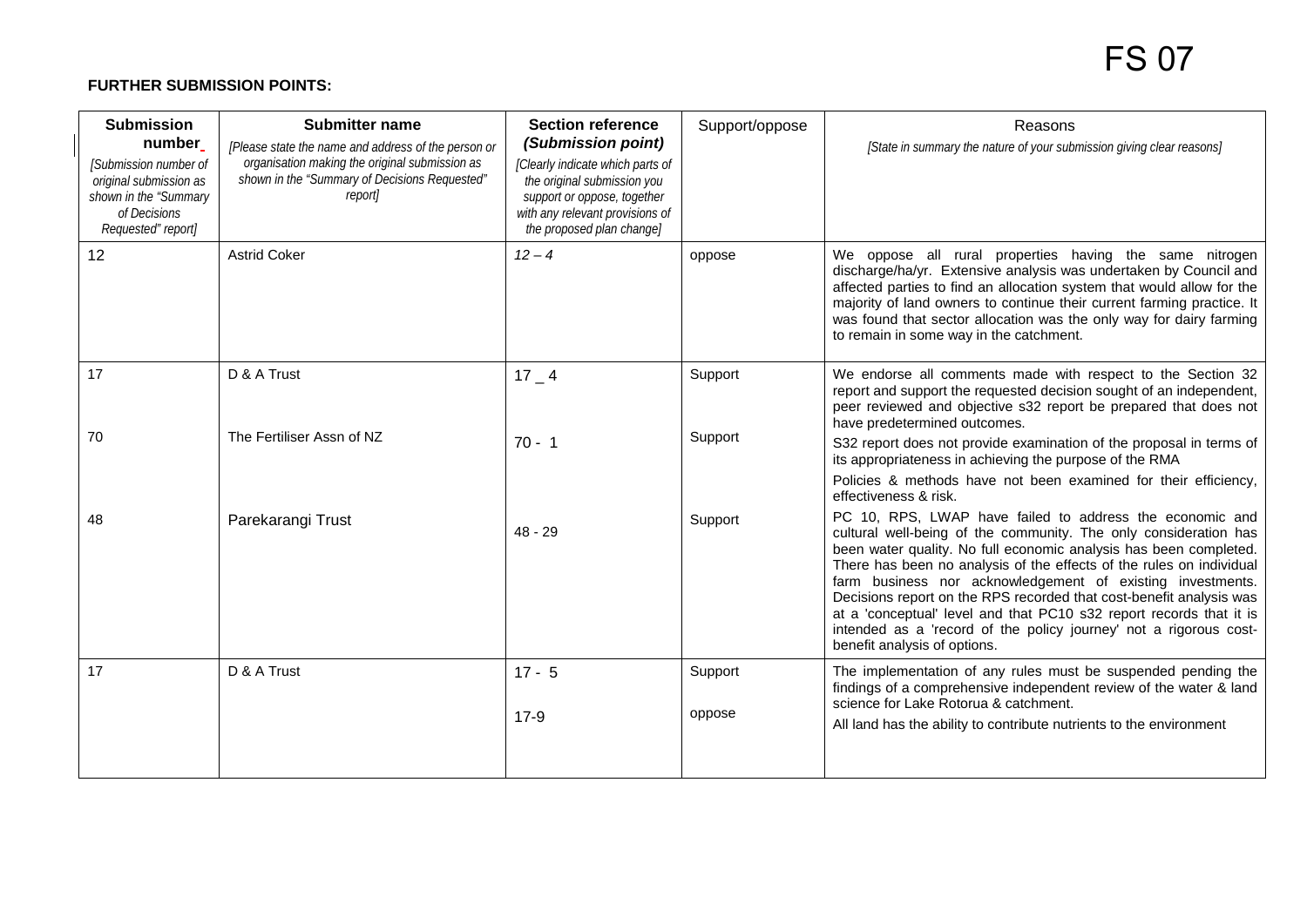FS 07

**FURTHER SUBMISSION POINTS:**

| **Submission number** *[Submission number of original submission as shown in the "Summary of Decisions Requested" report]* | **Submitter name** *[Please state the name and address of the person or organisation making the original submission as shown in the "Summary of Decisions Requested" report]* | **Section reference (Submission point)** *[Clearly indicate which parts of the original submission you support or oppose, together with any relevant provisions of the proposed plan change]* | Support/oppose | Reasons *[State in summary the nature of your submission giving clear reasons]* |
|---|---|---|---|---|
| 12 | Astrid Coker | *12 – 4* | oppose | We oppose all rural properties having the same nitrogen discharge/ha/yr. Extensive analysis was undertaken by Council and affected parties to find an allocation system that would allow for the majority of land owners to continue their current farming practice. It was found that sector allocation was the only way for dairy farming to remain in some way in the catchment. |
| 17 | D & A Trust | 17 _ 4 | Support | We endorse all comments made with respect to the Section 32 report and support the requested decision sought of an independent, peer reviewed and objective s32 report be prepared that does not have predetermined outcomes. |
| 70 | The Fertiliser Assn of NZ | 70 - 1 | Support | S32 report does not provide examination of the proposal in terms of its appropriateness in achieving the purpose of the RMA<br>Policies & methods have not been examined for their efficiency, effectiveness & risk. |
| 48 | Parekarangi Trust | 48 - 29 | Support | PC 10, RPS, LWAP have failed to address the economic and cultural well-being of the community. The only consideration has been water quality. No full economic analysis has been completed. There has been no analysis of the effects of the rules on individual farm business nor acknowledgement of existing investments. Decisions report on the RPS recorded that cost-benefit analysis was at a 'conceptual' level and that PC10 s32 report records that it is intended as a 'record of the policy journey' not a rigorous cost-benefit analysis of options. |
| 17 | D & A Trust | 17 - 5 | Support | The implementation of any rules must be suspended pending the findings of a comprehensive independent review of the water & land science for Lake Rotorua & catchment. |
| | | 17-9 | oppose | All land has the ability to contribute nutrients to the environment |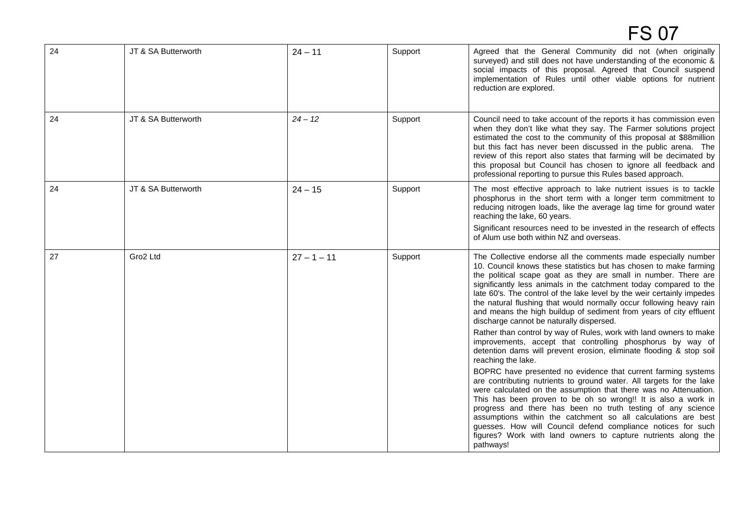FS 07

| 24 | JT & SA Butterworth | 24 – 11 | Support | Agreed that the General Community did not (when originally surveyed) and still does not have understanding of the economic & social impacts of this proposal. Agreed that Council suspend implementation of Rules until other viable options for nutrient reduction are explored. |
|---|---|---|---|---|
| 24 | JT & SA Butterworth | *24 – 12* | Support | Council need to take account of the reports it has commission even when they don't like what they say. The Farmer solutions project estimated the cost to the community of this proposal at $88million but this fact has never been discussed in the public arena. The review of this report also states that farming will be decimated by this proposal but Council has chosen to ignore all feedback and professional reporting to pursue this Rules based approach. |
| 24 | JT & SA Butterworth | 24 – 15 | Support | The most effective approach to lake nutrient issues is to tackle phosphorus in the short term with a longer term commitment to reducing nitrogen loads, like the average lag time for ground water reaching the lake, 60 years.<br><br>Significant resources need to be invested in the research of effects of Alum use both within NZ and overseas. |
| 27 | Gro2 Ltd | 27 – 1 – 11 | Support | The Collective endorse all the comments made especially number 10. Council knows these statistics but has chosen to make farming the political scape goat as they are small in number. There are significantly less animals in the catchment today compared to the late 60's. The control of the lake level by the weir certainly impedes the natural flushing that would normally occur following heavy rain and means the high buildup of sediment from years of city effluent discharge cannot be naturally dispersed.<br><br>Rather than control by way of Rules, work with land owners to make improvements, accept that controlling phosphorus by way of detention dams will prevent erosion, eliminate flooding & stop soil reaching the lake.<br><br>BOPRC have presented no evidence that current farming systems are contributing nutrients to ground water. All targets for the lake were calculated on the assumption that there was no Attenuation. This has been proven to be oh so wrong!! It is also a work in progress and there has been no truth testing of any science assumptions within the catchment so all calculations are best guesses. How will Council defend compliance notices for such figures? Work with land owners to capture nutrients along the pathways! |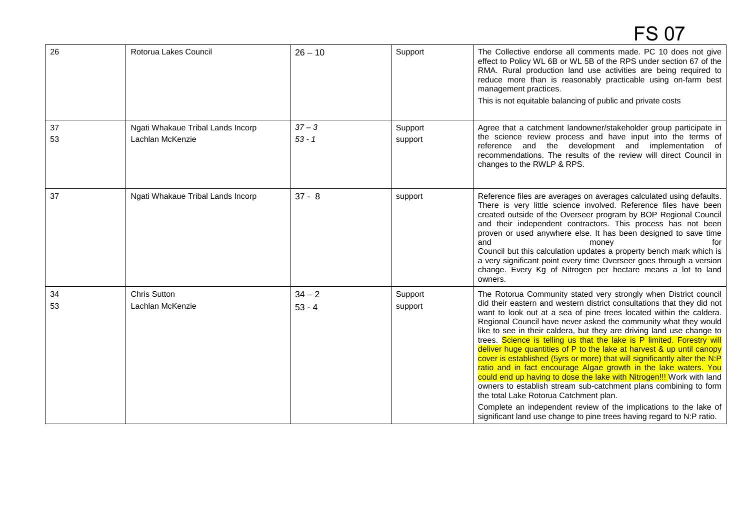# FS 07

| | | | | |
|---|---|---|---|---|
| 26 | Rotorua Lakes Council | 26 – 10 | Support | The Collective endorse all comments made. PC 10 does not give effect to Policy WL 6B or WL 5B of the RPS under section 67 of the RMA. Rural production land use activities are being required to reduce more than is reasonably practicable using on-farm best management practices.<br><br>This is not equitable balancing of public and private costs |
| 37<br>53 | Ngati Whakaue Tribal Lands Incorp<br>Lachlan McKenzie | *37 – 3*<br>*53 - 1* | Support<br>support | Agree that a catchment landowner/stakeholder group participate in the science review process and have input into the terms of reference and the development and implementation of recommendations. The results of the review will direct Council in changes to the RWLP & RPS. |
| 37 | Ngati Whakaue Tribal Lands Incorp | 37 - 8 | support | Reference files are averages on averages calculated using defaults. There is very little science involved. Reference files have been created outside of the Overseer program by BOP Regional Council and their independent contractors. This process has not been proven or used anywhere else. It has been designed to save time and money for Council but this calculation updates a property bench mark which is a very significant point every time Overseer goes through a version change. Every Kg of Nitrogen per hectare means a lot to land owners. |
| 34<br>53 | Chris Sutton<br>Lachlan McKenzie | 34 – 2<br>53 - 4 | Support<br>support | The Rotorua Community stated very strongly when District council did their eastern and western district consultations that they did not want to look out at a sea of pine trees located within the caldera. Regional Council have never asked the community what they would like to see in their caldera, but they are driving land use change to trees. Science is telling us that the lake is P limited. Forestry will deliver huge quantities of P to the lake at harvest & up until canopy cover is established (5yrs or more) that will significantly alter the N:P ratio and in fact encourage Algae growth in the lake waters. You could end up having to dose the lake with Nitrogen!!! Work with land owners to establish stream sub-catchment plans combining to form the total Lake Rotorua Catchment plan.<br><br>Complete an independent review of the implications to the lake of significant land use change to pine trees having regard to N:P ratio. |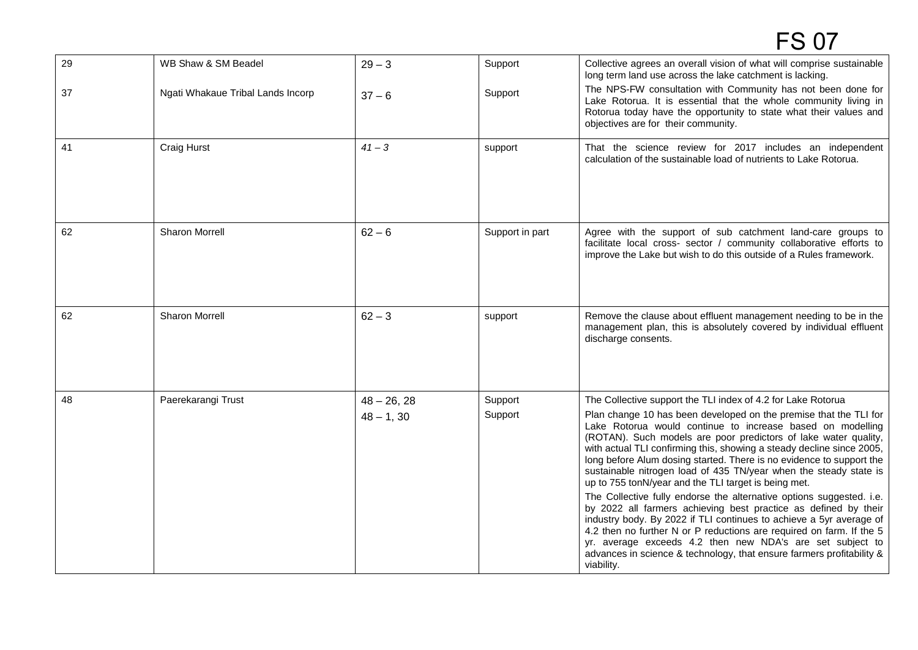FS 07

| | | | | |
|---|---|---|---|---|
| 29 | WB Shaw & SM Beadel | 29 – 3 | Support | Collective agrees an overall vision of what will comprise sustainable long term land use across the lake catchment is lacking. |
| 37 | Ngati Whakaue Tribal Lands Incorp | 37 – 6 | Support | The NPS-FW consultation with Community has not been done for Lake Rotorua. It is essential that the whole community living in Rotorua today have the opportunity to state what their values and objectives are for their community. |
| 41 | Craig Hurst | *41 – 3* | support | That the science review for 2017 includes an independent calculation of the sustainable load of nutrients to Lake Rotorua. |
| 62 | Sharon Morrell | 62 – 6 | Support in part | Agree with the support of sub catchment land-care groups to facilitate local cross- sector / community collaborative efforts to improve the Lake but wish to do this outside of a Rules framework. |
| 62 | Sharon Morrell | 62 – 3 | support | Remove the clause about effluent management needing to be in the management plan, this is absolutely covered by individual effluent discharge consents. |
| 48 | Paerekarangi Trust | 48 – 26, 28<br>48 – 1, 30 | Support<br>Support | The Collective support the TLI index of 4.2 for Lake Rotorua<br>Plan change 10 has been developed on the premise that the TLI for Lake Rotorua would continue to increase based on modelling (ROTAN). Such models are poor predictors of lake water quality, with actual TLI confirming this, showing a steady decline since 2005, long before Alum dosing started. There is no evidence to support the sustainable nitrogen load of 435 TN/year when the steady state is up to 755 tonN/year and the TLI target is being met.<br>The Collective fully endorse the alternative options suggested. i.e. by 2022 all farmers achieving best practice as defined by their industry body. By 2022 if TLI continues to achieve a 5yr average of 4.2 then no further N or P reductions are required on farm. If the 5 yr. average exceeds 4.2 then new NDA's are set subject to advances in science & technology, that ensure farmers profitability & viability. |